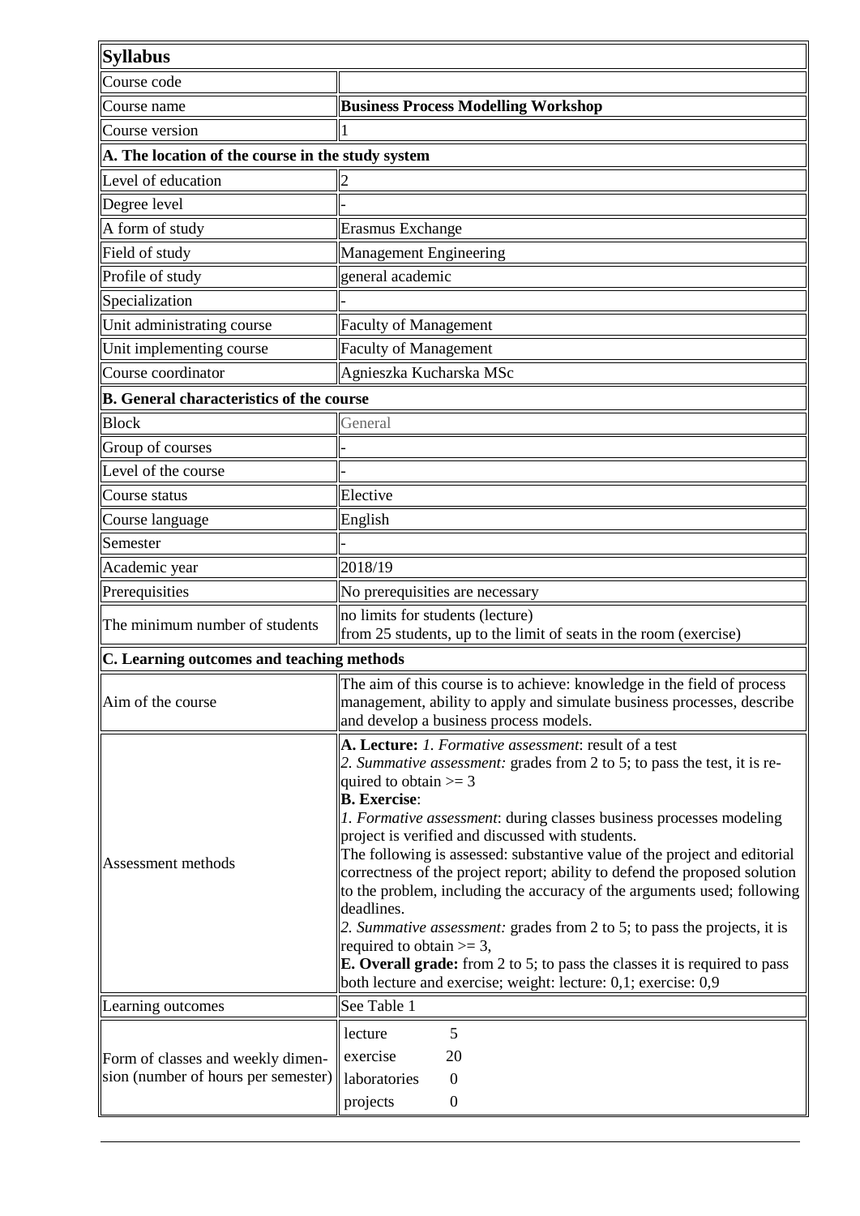| **Syllabus** | |
|---|---|
| Course code | |
| Course name | **Business Process Modelling Workshop** |
| Course version | 1 |
| **A. The location of the course in the study system** | |
| Level of education | 2 |
| Degree level | - |
| A form of study | Erasmus Exchange |
| Field of study | Management Engineering |
| Profile of study | general academic |
| Specialization | - |
| Unit administrating course | Faculty of Management |
| Unit implementing course | Faculty of Management |
| Course coordinator | Agnieszka Kucharska MSc |
| **B. General characteristics of the course** | |
| Block | General |
| Group of courses | - |
| Level of the course | - |
| Course status | Elective |
| Course language | English |
| Semester | - |
| Academic year | 2018/19 |
| Prerequisities | No prerequisities are necessary |
| The minimum number of students | no limits for students (lecture)<br>from 25 students, up to the limit of seats in the room (exercise) |
| **C. Learning outcomes and teaching methods** | |
| Aim of the course | The aim of this course is to achieve: knowledge in the field of process management, ability to apply and simulate business processes, describe and develop a business process models. |
| Assessment methods | **A. Lecture:** *1. Formative assessment*: result of a test<br>*2. Summative assessment:* grades from 2 to 5; to pass the test, it is required to obtain >= 3<br>**B. Exercise**:<br>*1. Formative assessment*: during classes business processes modeling project is verified and discussed with students.<br>The following is assessed: substantive value of the project and editorial correctness of the project report; ability to defend the proposed solution to the problem, including the accuracy of the arguments used; following deadlines.<br>*2. Summative assessment:* grades from 2 to 5; to pass the projects, it is required to obtain >= 3,<br>**E. Overall grade:** from 2 to 5; to pass the classes it is required to pass both lecture and exercise; weight: lecture: 0,1; exercise: 0,9 |
| Learning outcomes | See Table 1 |
| Form of classes and weekly dimension (number of hours per semester) | lecture 5<br>exercise 20<br>laboratories 0<br>projects 0 |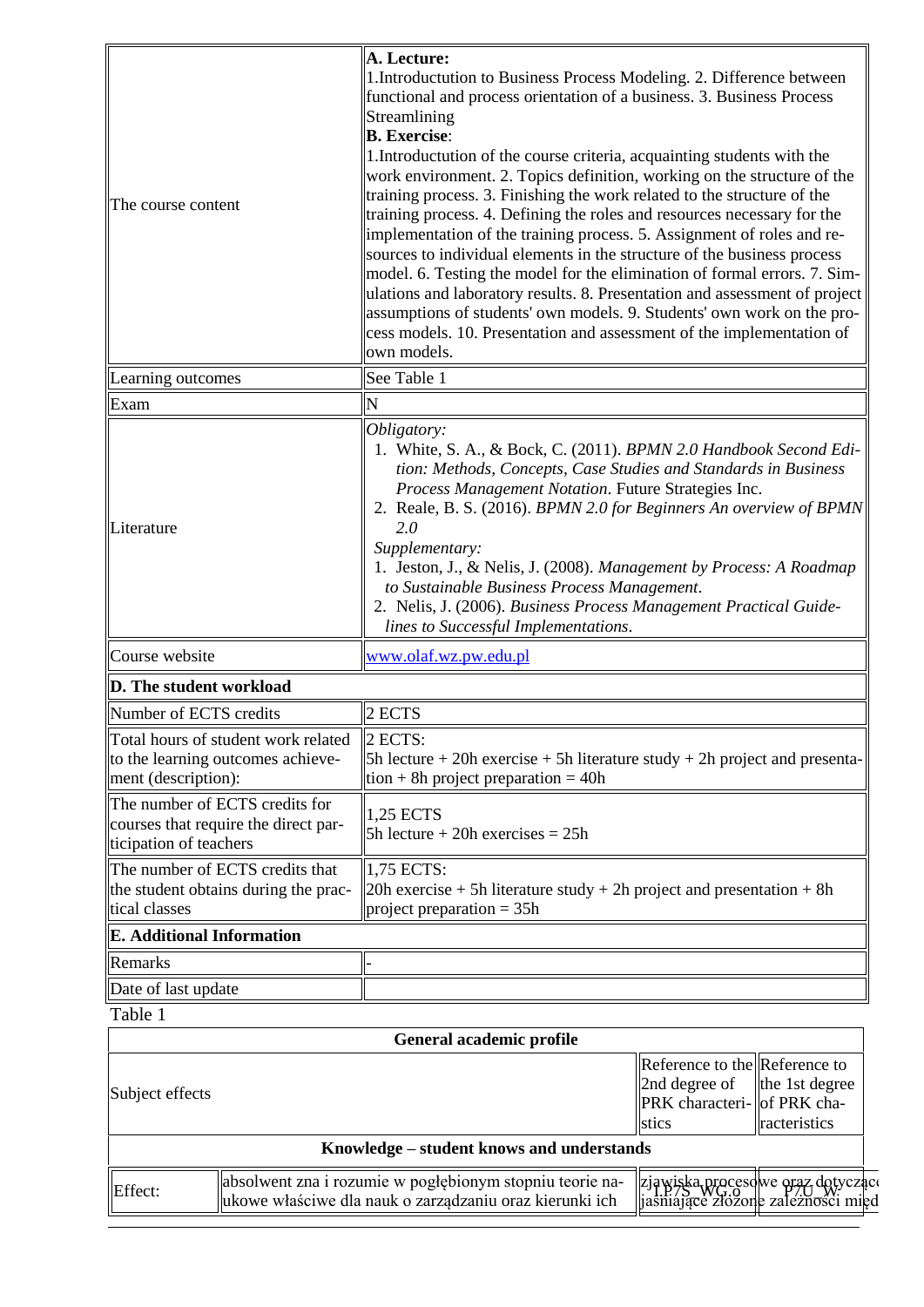| | |
|---|---|
| The course content | **A. Lecture:**<br>1.Introductution to Business Process Modeling. 2. Difference between functional and process orientation of a business. 3. Business Process Streamlining<br>**B. Exercise**:<br>1.Introductution of the course criteria, acquainting students with the work environment. 2. Topics definition, working on the structure of the training process. 3. Finishing the work related to the structure of the training process. 4. Defining the roles and resources necessary for the implementation of the training process. 5. Assignment of roles and resources to individual elements in the structure of the business process model. 6. Testing the model for the elimination of formal errors. 7. Simulations and laboratory results. 8. Presentation and assessment of project assumptions of students' own models. 9. Students' own work on the process models. 10. Presentation and assessment of the implementation of own models. |
| Learning outcomes | See Table 1 |
| Exam | N |
| Literature | *Obligatory:*<br>1. White, S. A., & Bock, C. (2011). *BPMN 2.0 Handbook Second Edition: Methods, Concepts, Case Studies and Standards in Business Process Management Notation*. Future Strategies Inc.<br>2. Reale, B. S. (2016). *BPMN 2.0 for Beginners An overview of BPMN 2.0*<br>*Supplementary:*<br>1. Jeston, J., & Nelis, J. (2008). *Management by Process: A Roadmap to Sustainable Business Process Management*.<br>2. Nelis, J. (2006). *Business Process Management Practical Guidelines to Successful Implementations*. |
| Course website | www.olaf.wz.pw.edu.pl |
| **D. The student workload** | |
| Number of ECTS credits | 2 ECTS |
| Total hours of student work related to the learning outcomes achievement (description): | 2 ECTS:<br>5h lecture + 20h exercise + 5h literature study + 2h project and presentation + 8h project preparation = 40h |
| The number of ECTS credits for courses that require the direct participation of teachers | 1,25 ECTS<br>5h lecture + 20h exercises = 25h |
| The number of ECTS credits that the student obtains during the practical classes | 1,75 ECTS:<br>20h exercise + 5h literature study + 2h project and presentation + 8h project preparation = 35h |
| **E. Additional Information** | |
| Remarks | - |
| Date of last update | |

Table 1

| **General academic profile** | | | |
|---|---|---|---|
| Subject effects | | Reference to the 2nd degree of PRK characteristics | Reference to the 1st degree of PRK characteristics |
| **Knowledge – student knows and understands** | | | |
| Effect: | absolwent zna i rozumie w pogłębionym stopniu teorie naukowe właściwe dla nauk o zarządzaniu oraz kierunki ich | zjawiska procesowe oraz dotyczące jaśniające złożone zależności międ I.P7S_WG.o | P7U_W: |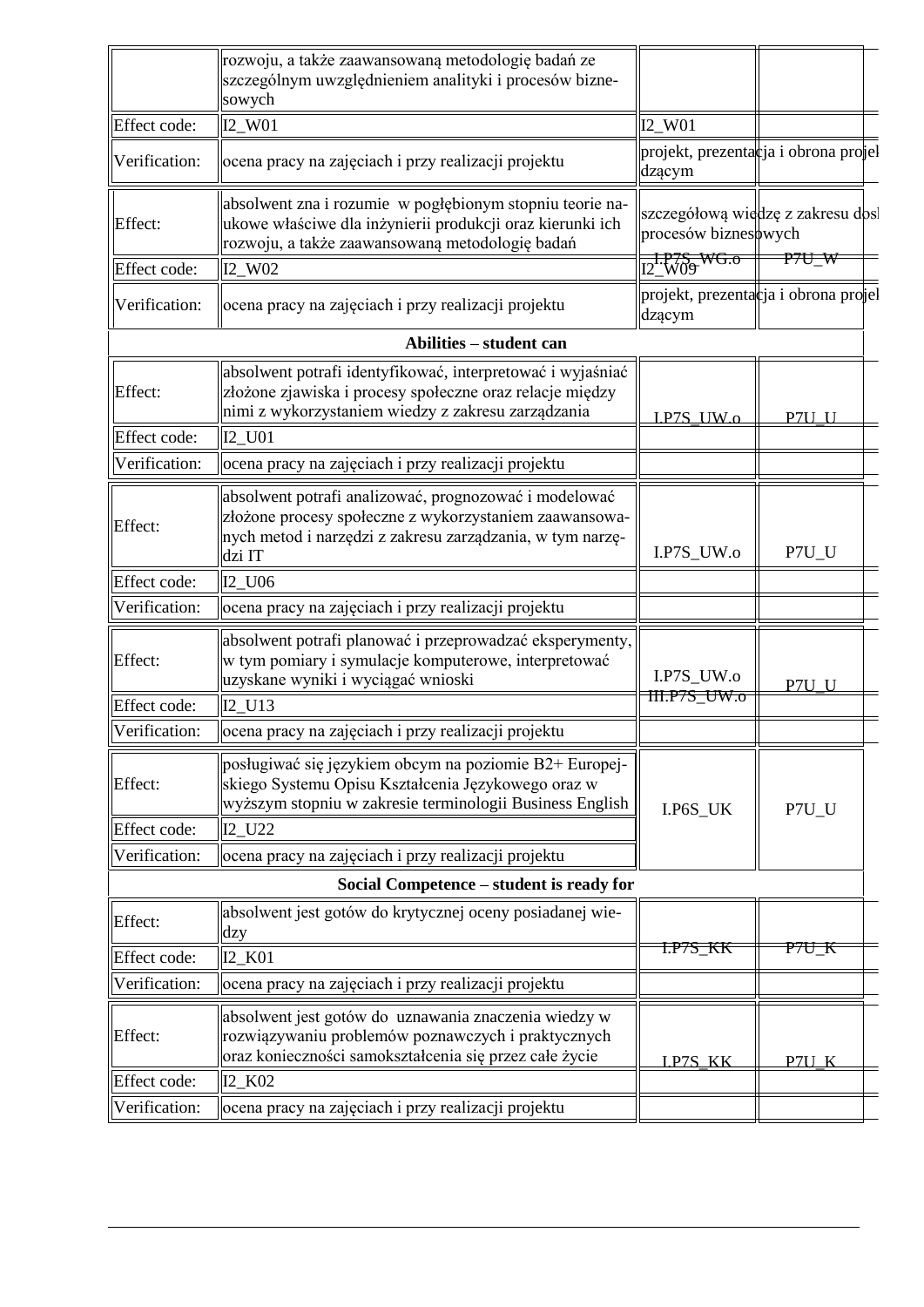| | | | |
|---|---|---|---|
| | rozwoju, a także zaawansowaną metodologię badań ze szczególnym uwzględnieniem analityki i procesów biznesowych | | |
| Effect code: | I2_W01 | I2_W01 | |
| Verification: | ocena pracy na zajęciach i przy realizacji projektu | projekt, prezentacja i obrona projektu dzącym | |
| Effect: | absolwent zna i rozumie w pogłębionym stopniu teorie naukowe właściwe dla inżynierii produkcji oraz kierunki ich rozwoju, a także zaawansowaną metodologię badań | szczegółową wiedzę z zakresu dosk procesów biznesowych | |
| Effect code: | I2_W02 | I2_W09 I.P7S_WG.o | P7U_W |
| Verification: | ocena pracy na zajęciach i przy realizacji projektu | projekt, prezentacja i obrona projektu dzącym | |
| **Abilities – student can** | | | |
| Effect: | absolwent potrafi identyfikować, interpretować i wyjaśniać złożone zjawiska i procesy społeczne oraz relacje między nimi z wykorzystaniem wiedzy z zakresu zarządzania | I.P7S_UW.o | P7U_U |
| Effect code: | I2_U01 | | |
| Verification: | ocena pracy na zajęciach i przy realizacji projektu | | |
| Effect: | absolwent potrafi analizować, prognozować i modelować złożone procesy społeczne z wykorzystaniem zaawansowanych metod i narzędzi z zakresu zarządzania, w tym narzędzi IT | I.P7S_UW.o | P7U_U |
| Effect code: | I2_U06 | | |
| Verification: | ocena pracy na zajęciach i przy realizacji projektu | | |
| Effect: | absolwent potrafi planować i przeprowadzać eksperymenty, w tym pomiary i symulacje komputerowe, interpretować uzyskane wyniki i wyciągać wnioski | I.P7S_UW.o III.P7S_UW.o | P7U_U |
| Effect code: | I2_U13 | | |
| Verification: | ocena pracy na zajęciach i przy realizacji projektu | | |
| Effect: | posługiwać się językiem obcym na poziomie B2+ Europejskiego Systemu Opisu Kształcenia Językowego oraz w wyższym stopniu w zakresie terminologii Business English | I.P6S_UK | P7U_U |
| Effect code: | I2_U22 | | |
| Verification: | ocena pracy na zajęciach i przy realizacji projektu | | |
| **Social Competence – student is ready for** | | | |
| Effect: | absolwent jest gotów do krytycznej oceny posiadanej wiedzy | I.P7S_KK | P7U_K |
| Effect code: | I2_K01 | | |
| Verification: | ocena pracy na zajęciach i przy realizacji projektu | | |
| Effect: | absolwent jest gotów do uznawania znaczenia wiedzy w rozwiązywaniu problemów poznawczych i praktycznych oraz konieczności samokształcenia się przez całe życie | I.P7S_KK | P7U_K |
| Effect code: | I2_K02 | | |
| Verification: | ocena pracy na zajęciach i przy realizacji projektu | | |